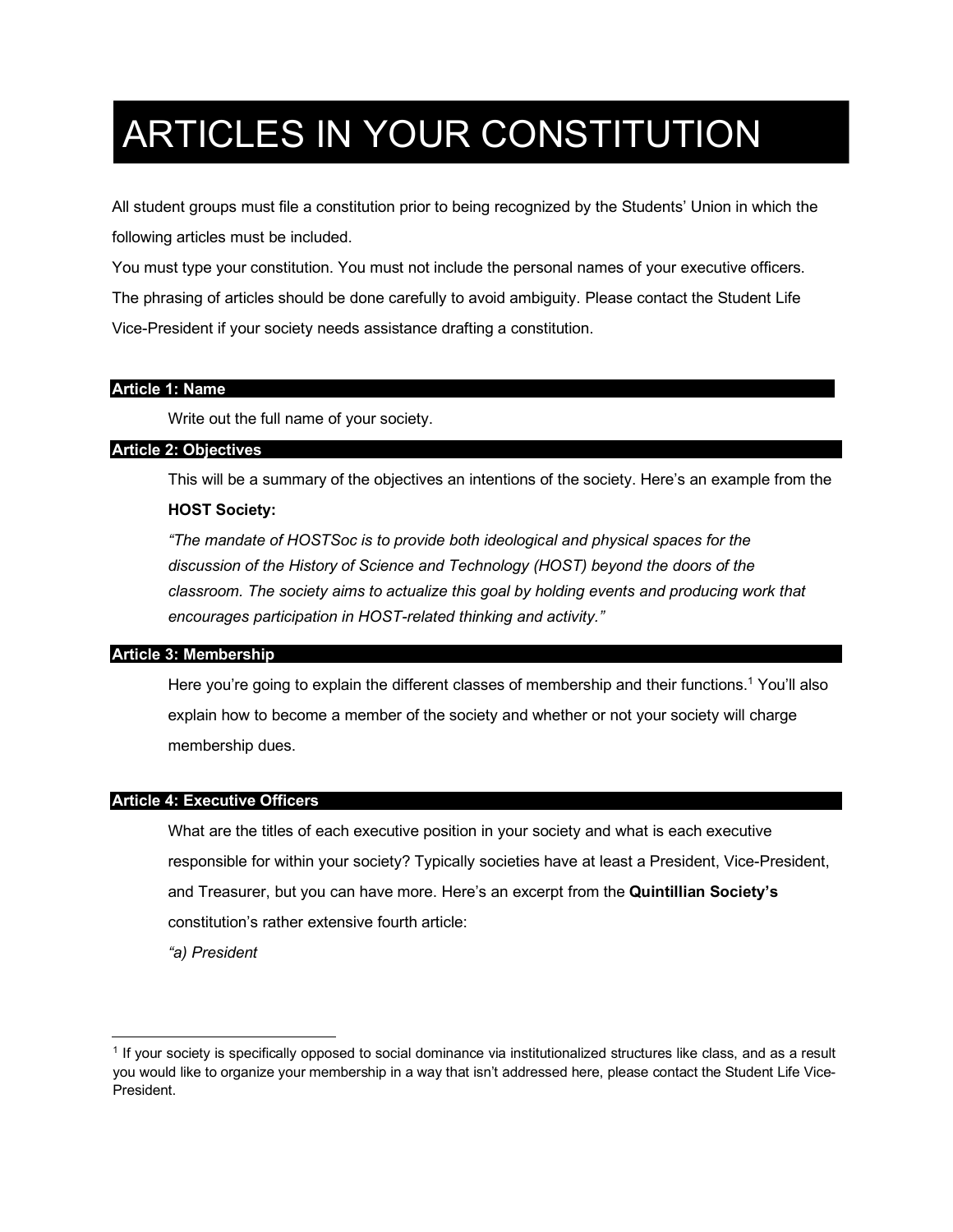# ARTICLES IN YOUR CONSTITUTION

All student groups must file a constitution prior to being recognized by the Students' Union in which the following articles must be included.

You must type your constitution. You must not include the personal names of your executive officers. The phrasing of articles should be done carefully to avoid ambiguity. Please contact the Student Life Vice-President if your society needs assistance drafting a constitution.

## Article 1: Name

Write out the full name of your society.

## Article 2: Objectives

This will be a summary of the objectives an intentions of the society. Here's an example from the **HOST Society:**

*"The mandate of HOSTSoc is to provide both ideological and physical spaces for the discussion of the History of Science and Technology (HOST) beyond the doors of the classroom. The society aims to actualize this goal by holding events and producing work that encourages participation in HOST-related thinking and activity."*

## Article 3: Membership

Here you're going to explain the different classes of membership and their functions.[1] You'll also explain how to become a member of the society and whether or not your society will charge membership dues.

## Article 4: Executive Officers

What are the titles of each executive position in your society and what is each executive responsible for within your society? Typically societies have at least a President, Vice-President, and Treasurer, but you can have more. Here's an excerpt from the **Quintillian Society's** constitution's rather extensive fourth article:

*"a) President*

---

[1] If your society is specifically opposed to social dominance via institutionalized structures like class, and as a result you would like to organize your membership in a way that isn't addressed here, please contact the Student Life Vice-President.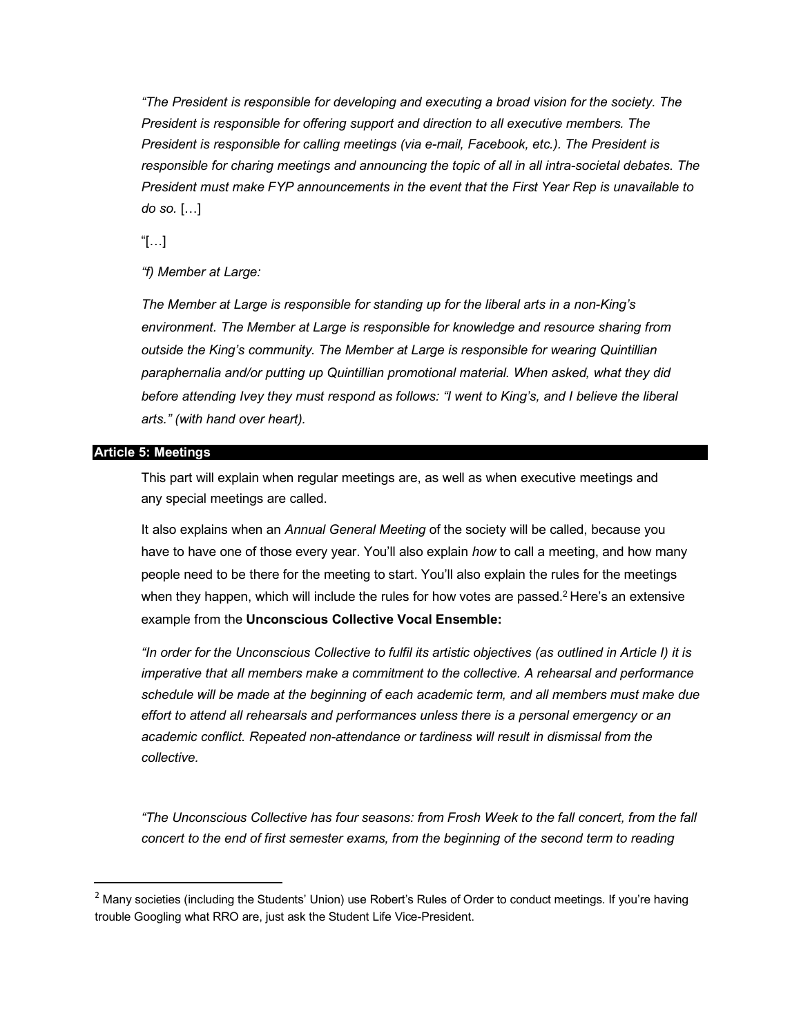*"The President is responsible for developing and executing a broad vision for the society. The President is responsible for offering support and direction to all executive members. The President is responsible for calling meetings (via e-mail, Facebook, etc.). The President is responsible for charing meetings and announcing the topic of all in all intra-societal debates. The President must make FYP announcements in the event that the First Year Rep is unavailable to do so.* […]

"[…]

*"f) Member at Large:*

*The Member at Large is responsible for standing up for the liberal arts in a non-King's environment. The Member at Large is responsible for knowledge and resource sharing from outside the King's community. The Member at Large is responsible for wearing Quintillian paraphernalia and/or putting up Quintillian promotional material. When asked, what they did before attending Ivey they must respond as follows: "I went to King's, and I believe the liberal arts." (with hand over heart).*

## Article 5: Meetings

This part will explain when regular meetings are, as well as when executive meetings and any special meetings are called.

It also explains when an *Annual General Meeting* of the society will be called, because you have to have one of those every year. You'll also explain *how* to call a meeting, and how many people need to be there for the meeting to start. You'll also explain the rules for the meetings when they happen, which will include the rules for how votes are passed.[2] Here's an extensive example from the **Unconscious Collective Vocal Ensemble:**

*"In order for the Unconscious Collective to fulfil its artistic objectives (as outlined in Article I) it is imperative that all members make a commitment to the collective. A rehearsal and performance schedule will be made at the beginning of each academic term, and all members must make due effort to attend all rehearsals and performances unless there is a personal emergency or an academic conflict. Repeated non-attendance or tardiness will result in dismissal from the collective.*

*"The Unconscious Collective has four seasons: from Frosh Week to the fall concert, from the fall concert to the end of first semester exams, from the beginning of the second term to reading*

---

[2] Many societies (including the Students' Union) use Robert's Rules of Order to conduct meetings. If you're having trouble Googling what RRO are, just ask the Student Life Vice-President.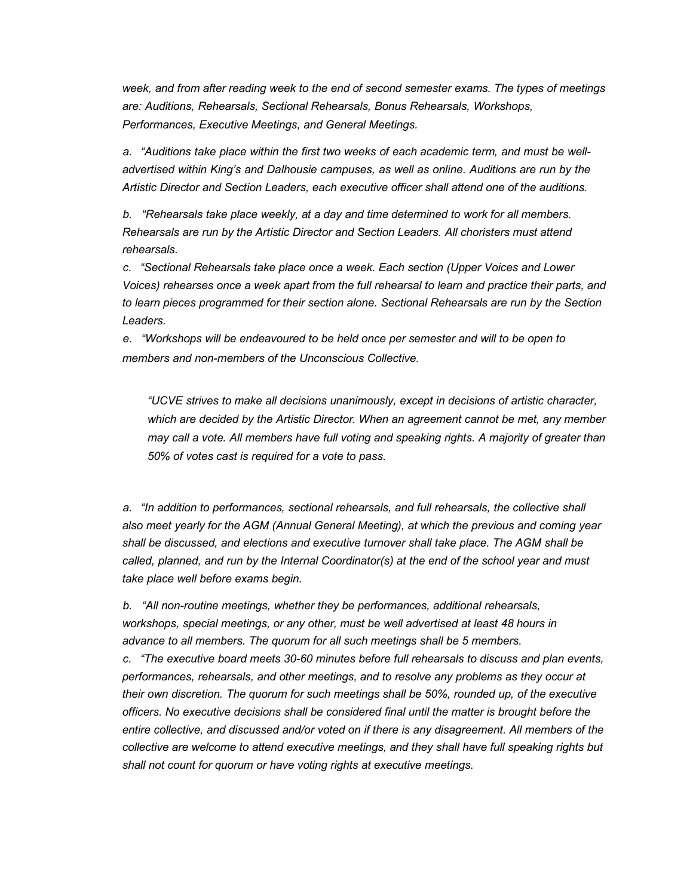*week, and from after reading week to the end of second semester exams. The types of meetings are: Auditions, Rehearsals, Sectional Rehearsals, Bonus Rehearsals, Workshops, Performances, Executive Meetings, and General Meetings.*

*a. "Auditions take place within the first two weeks of each academic term, and must be well-advertised within King's and Dalhousie campuses, as well as online. Auditions are run by the Artistic Director and Section Leaders, each executive officer shall attend one of the auditions.*

*b. "Rehearsals take place weekly, at a day and time determined to work for all members. Rehearsals are run by the Artistic Director and Section Leaders. All choristers must attend rehearsals.*

*c. "Sectional Rehearsals take place once a week. Each section (Upper Voices and Lower Voices) rehearses once a week apart from the full rehearsal to learn and practice their parts, and to learn pieces programmed for their section alone. Sectional Rehearsals are run by the Section Leaders.*

*e. "Workshops will be endeavoured to be held once per semester and will to be open to members and non-members of the Unconscious Collective.*

> *"UCVE strives to make all decisions unanimously, except in decisions of artistic character, which are decided by the Artistic Director. When an agreement cannot be met, any member may call a vote. All members have full voting and speaking rights. A majority of greater than 50% of votes cast is required for a vote to pass.*

*a. "In addition to performances, sectional rehearsals, and full rehearsals, the collective shall also meet yearly for the AGM (Annual General Meeting), at which the previous and coming year shall be discussed, and elections and executive turnover shall take place. The AGM shall be called, planned, and run by the Internal Coordinator(s) at the end of the school year and must take place well before exams begin.*

*b. "All non-routine meetings, whether they be performances, additional rehearsals, workshops, special meetings, or any other, must be well advertised at least 48 hours in advance to all members. The quorum for all such meetings shall be 5 members.*

*c. "The executive board meets 30-60 minutes before full rehearsals to discuss and plan events, performances, rehearsals, and other meetings, and to resolve any problems as they occur at their own discretion. The quorum for such meetings shall be 50%, rounded up, of the executive officers. No executive decisions shall be considered final until the matter is brought before the entire collective, and discussed and/or voted on if there is any disagreement. All members of the collective are welcome to attend executive meetings, and they shall have full speaking rights but shall not count for quorum or have voting rights at executive meetings.*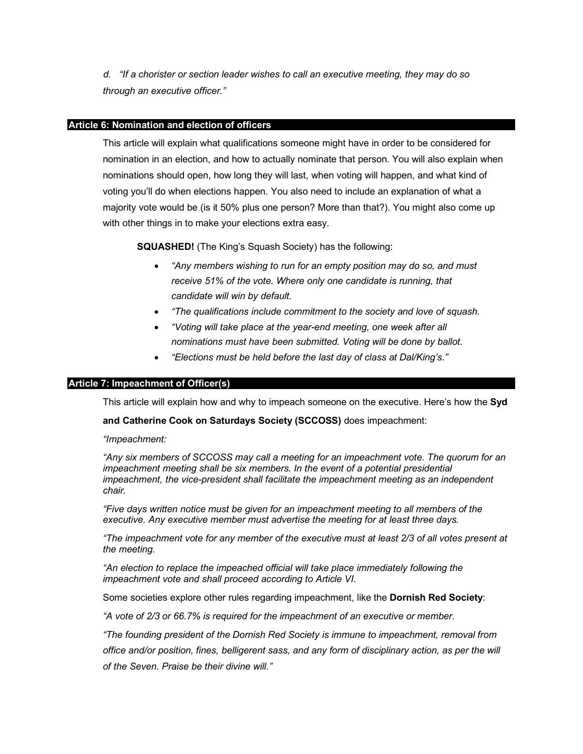*d. "If a chorister or section leader wishes to call an executive meeting, they may do so through an executive officer."*

## Article 6: Nomination and election of officers

This article will explain what qualifications someone might have in order to be considered for nomination in an election, and how to actually nominate that person. You will also explain when nominations should open, how long they will last, when voting will happen, and what kind of voting you'll do when elections happen. You also need to include an explanation of what a majority vote would be (is it 50% plus one person? More than that?). You might also come up with other things in to make your elections extra easy.

**SQUASHED!** (The King's Squash Society) has the following:

- *"Any members wishing to run for an empty position may do so, and must receive 51% of the vote. Where only one candidate is running, that candidate will win by default.*
- *"The qualifications include commitment to the society and love of squash.*
- *"Voting will take place at the year-end meeting, one week after all nominations must have been submitted. Voting will be done by ballot.*
- *"Elections must be held before the last day of class at Dal/King's."*

## Article 7: Impeachment of Officer(s)

This article will explain how and why to impeach someone on the executive. Here's how the **Syd and Catherine Cook on Saturdays Society (SCCOSS)** does impeachment:

*"Impeachment:*

*"Any six members of SCCOSS may call a meeting for an impeachment vote. The quorum for an impeachment meeting shall be six members. In the event of a potential presidential impeachment, the vice-president shall facilitate the impeachment meeting as an independent chair.*

*"Five days written notice must be given for an impeachment meeting to all members of the executive. Any executive member must advertise the meeting for at least three days.*

*"The impeachment vote for any member of the executive must at least 2/3 of all votes present at the meeting.*

*"An election to replace the impeached official will take place immediately following the impeachment vote and shall proceed according to Article VI.*

Some societies explore other rules regarding impeachment, like the **Dornish Red Society**:

*"A vote of 2/3 or 66.7% is required for the impeachment of an executive or member.*

*"The founding president of the Dornish Red Society is immune to impeachment, removal from office and/or position, fines, belligerent sass, and any form of disciplinary action, as per the will of the Seven. Praise be their divine will."*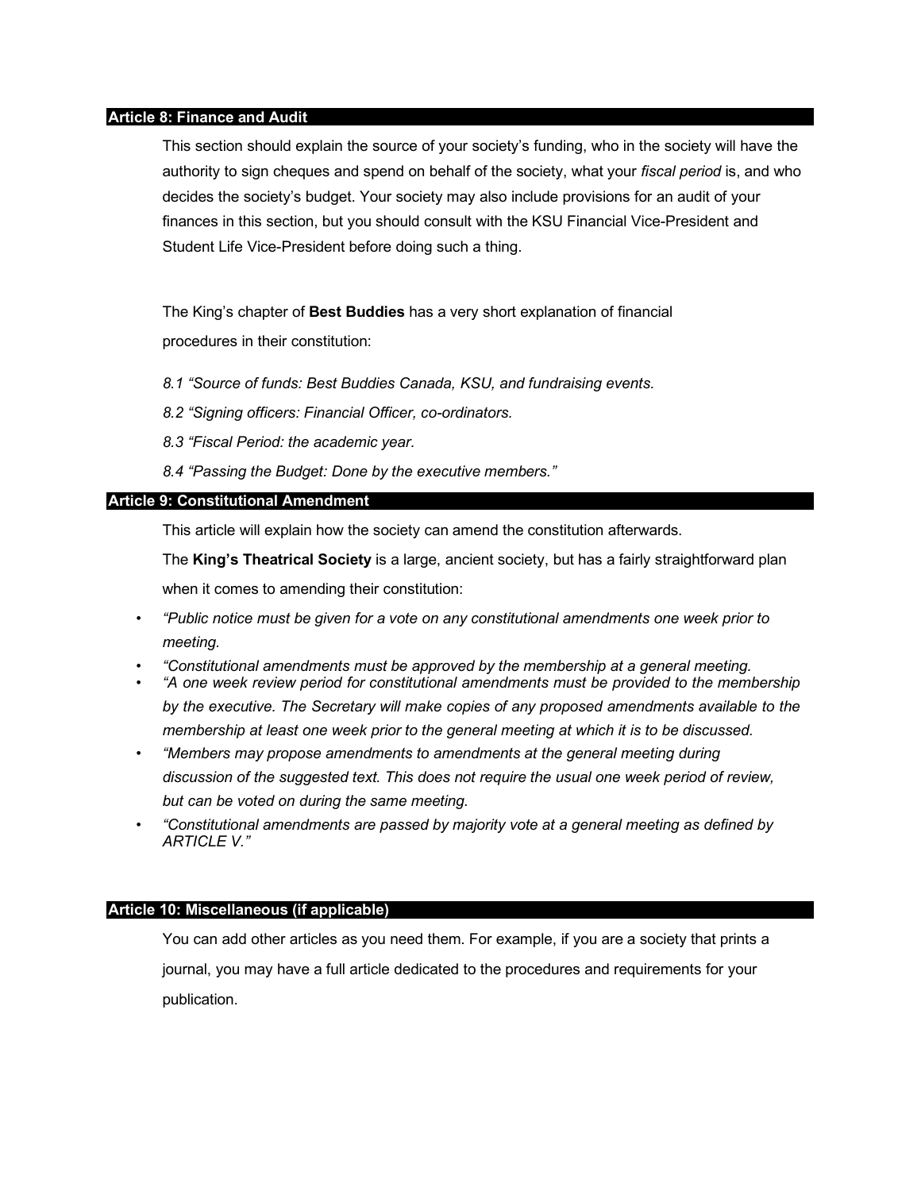## Article 8: Finance and Audit

This section should explain the source of your society's funding, who in the society will have the authority to sign cheques and spend on behalf of the society, what your *fiscal period* is, and who decides the society's budget. Your society may also include provisions for an audit of your finances in this section, but you should consult with the KSU Financial Vice-President and Student Life Vice-President before doing such a thing.

The King's chapter of **Best Buddies** has a very short explanation of financial procedures in their constitution:

*8.1 "Source of funds: Best Buddies Canada, KSU, and fundraising events.*

*8.2 "Signing officers: Financial Officer, co-ordinators.*

*8.3 "Fiscal Period: the academic year.*

*8.4 "Passing the Budget: Done by the executive members."*

## Article 9: Constitutional Amendment

This article will explain how the society can amend the constitution afterwards.

The **King's Theatrical Society** is a large, ancient society, but has a fairly straightforward plan when it comes to amending their constitution:

- *"Public notice must be given for a vote on any constitutional amendments one week prior to meeting.*
- *"Constitutional amendments must be approved by the membership at a general meeting.*
- *"A one week review period for constitutional amendments must be provided to the membership by the executive. The Secretary will make copies of any proposed amendments available to the membership at least one week prior to the general meeting at which it is to be discussed.*
- *"Members may propose amendments to amendments at the general meeting during discussion of the suggested text. This does not require the usual one week period of review, but can be voted on during the same meeting.*
- *"Constitutional amendments are passed by majority vote at a general meeting as defined by ARTICLE V."*

## Article 10: Miscellaneous (if applicable)

You can add other articles as you need them. For example, if you are a society that prints a journal, you may have a full article dedicated to the procedures and requirements for your publication.